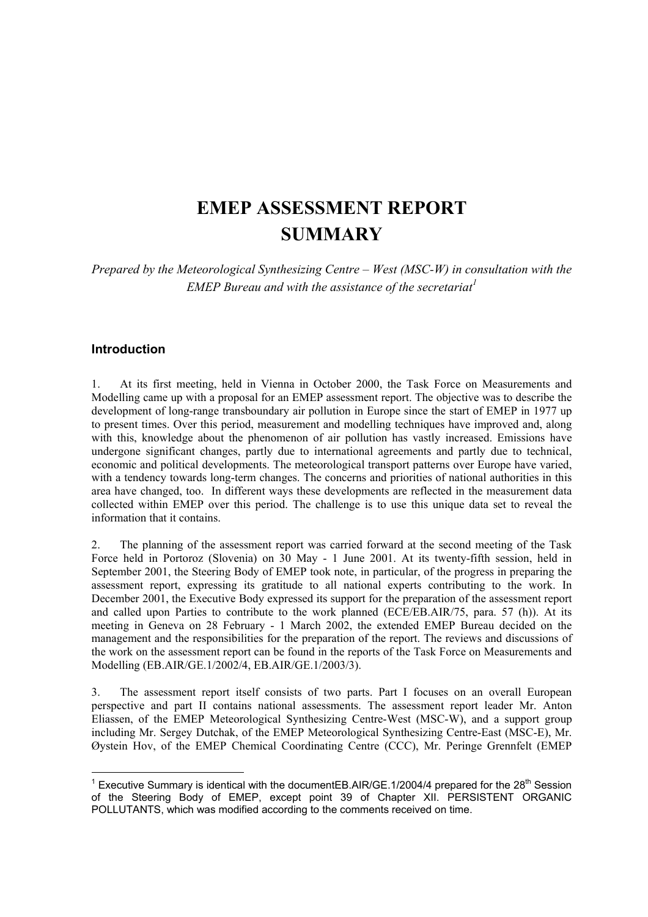# EMEP ASSESSMENT REPORT SUMMARY

*Prepared by the Meteorological Synthesizing Centre – West (MSC-W) in consultation with the EMEP Bureau and with the assistance of the secretariat[1]*

## Introduction

1. At its first meeting, held in Vienna in October 2000, the Task Force on Measurements and Modelling came up with a proposal for an EMEP assessment report. The objective was to describe the development of long-range transboundary air pollution in Europe since the start of EMEP in 1977 up to present times. Over this period, measurement and modelling techniques have improved and, along with this, knowledge about the phenomenon of air pollution has vastly increased. Emissions have undergone significant changes, partly due to international agreements and partly due to technical, economic and political developments. The meteorological transport patterns over Europe have varied, with a tendency towards long-term changes. The concerns and priorities of national authorities in this area have changed, too. In different ways these developments are reflected in the measurement data collected within EMEP over this period. The challenge is to use this unique data set to reveal the information that it contains.

2. The planning of the assessment report was carried forward at the second meeting of the Task Force held in Portoroz (Slovenia) on 30 May - 1 June 2001. At its twenty-fifth session, held in September 2001, the Steering Body of EMEP took note, in particular, of the progress in preparing the assessment report, expressing its gratitude to all national experts contributing to the work. In December 2001, the Executive Body expressed its support for the preparation of the assessment report and called upon Parties to contribute to the work planned (ECE/EB.AIR/75, para. 57 (h)). At its meeting in Geneva on 28 February - 1 March 2002, the extended EMEP Bureau decided on the management and the responsibilities for the preparation of the report. The reviews and discussions of the work on the assessment report can be found in the reports of the Task Force on Measurements and Modelling (EB.AIR/GE.1/2002/4, EB.AIR/GE.1/2003/3).

3. The assessment report itself consists of two parts. Part I focuses on an overall European perspective and part II contains national assessments. The assessment report leader Mr. Anton Eliassen, of the EMEP Meteorological Synthesizing Centre-West (MSC-W), and a support group including Mr. Sergey Dutchak, of the EMEP Meteorological Synthesizing Centre-East (MSC-E), Mr. Øystein Hov, of the EMEP Chemical Coordinating Centre (CCC), Mr. Peringe Grennfelt (EMEP

---

[1] Executive Summary is identical with the documentEB.AIR/GE.1/2004/4 prepared for the 28th Session of the Steering Body of EMEP, except point 39 of Chapter XII. PERSISTENT ORGANIC POLLUTANTS, which was modified according to the comments received on time.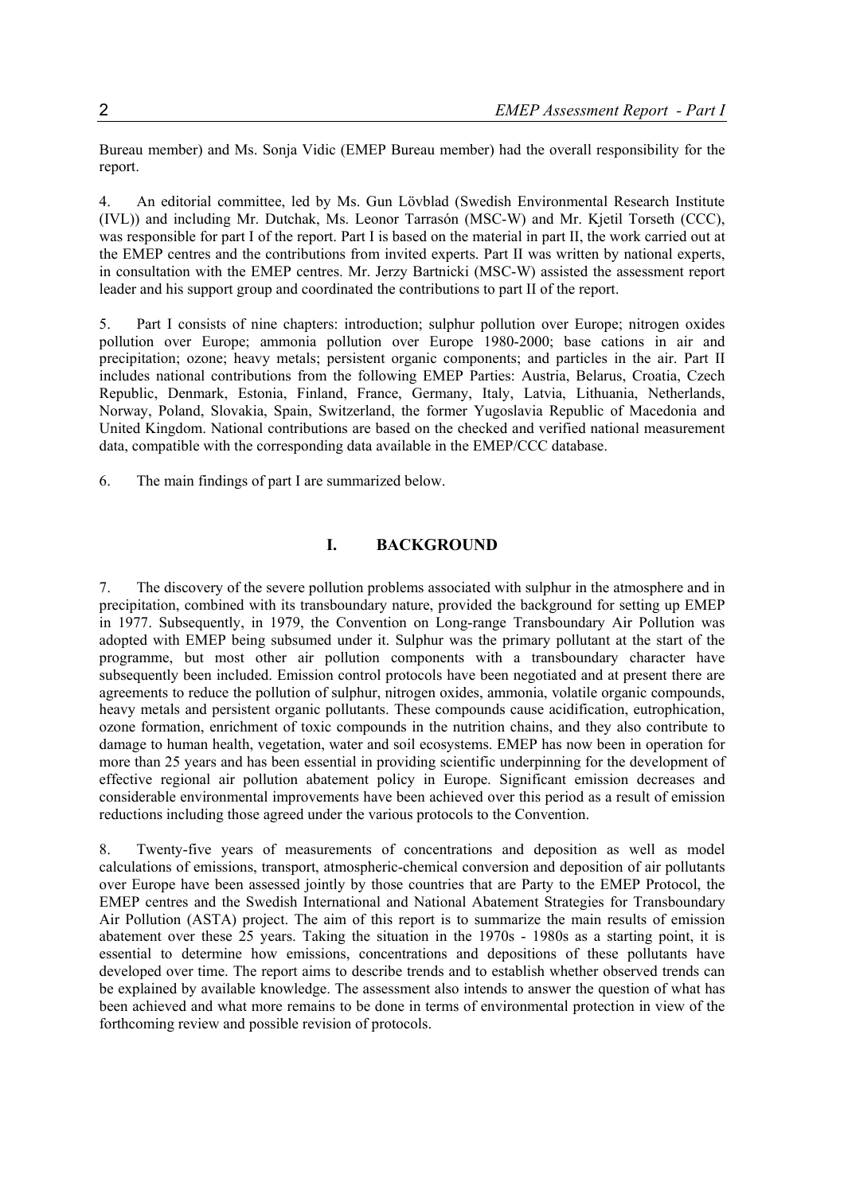Bureau member) and Ms. Sonja Vidic (EMEP Bureau member) had the overall responsibility for the report.

4. An editorial committee, led by Ms. Gun Lövblad (Swedish Environmental Research Institute (IVL)) and including Mr. Dutchak, Ms. Leonor Tarrasón (MSC-W) and Mr. Kjetil Torseth (CCC), was responsible for part I of the report. Part I is based on the material in part II, the work carried out at the EMEP centres and the contributions from invited experts. Part II was written by national experts, in consultation with the EMEP centres. Mr. Jerzy Bartnicki (MSC-W) assisted the assessment report leader and his support group and coordinated the contributions to part II of the report.

5. Part I consists of nine chapters: introduction; sulphur pollution over Europe; nitrogen oxides pollution over Europe; ammonia pollution over Europe 1980-2000; base cations in air and precipitation; ozone; heavy metals; persistent organic components; and particles in the air. Part II includes national contributions from the following EMEP Parties: Austria, Belarus, Croatia, Czech Republic, Denmark, Estonia, Finland, France, Germany, Italy, Latvia, Lithuania, Netherlands, Norway, Poland, Slovakia, Spain, Switzerland, the former Yugoslavia Republic of Macedonia and United Kingdom. National contributions are based on the checked and verified national measurement data, compatible with the corresponding data available in the EMEP/CCC database.

6. The main findings of part I are summarized below.

## I. BACKGROUND

7. The discovery of the severe pollution problems associated with sulphur in the atmosphere and in precipitation, combined with its transboundary nature, provided the background for setting up EMEP in 1977. Subsequently, in 1979, the Convention on Long-range Transboundary Air Pollution was adopted with EMEP being subsumed under it. Sulphur was the primary pollutant at the start of the programme, but most other air pollution components with a transboundary character have subsequently been included. Emission control protocols have been negotiated and at present there are agreements to reduce the pollution of sulphur, nitrogen oxides, ammonia, volatile organic compounds, heavy metals and persistent organic pollutants. These compounds cause acidification, eutrophication, ozone formation, enrichment of toxic compounds in the nutrition chains, and they also contribute to damage to human health, vegetation, water and soil ecosystems. EMEP has now been in operation for more than 25 years and has been essential in providing scientific underpinning for the development of effective regional air pollution abatement policy in Europe. Significant emission decreases and considerable environmental improvements have been achieved over this period as a result of emission reductions including those agreed under the various protocols to the Convention.

8. Twenty-five years of measurements of concentrations and deposition as well as model calculations of emissions, transport, atmospheric-chemical conversion and deposition of air pollutants over Europe have been assessed jointly by those countries that are Party to the EMEP Protocol, the EMEP centres and the Swedish International and National Abatement Strategies for Transboundary Air Pollution (ASTA) project. The aim of this report is to summarize the main results of emission abatement over these 25 years. Taking the situation in the 1970s - 1980s as a starting point, it is essential to determine how emissions, concentrations and depositions of these pollutants have developed over time. The report aims to describe trends and to establish whether observed trends can be explained by available knowledge. The assessment also intends to answer the question of what has been achieved and what more remains to be done in terms of environmental protection in view of the forthcoming review and possible revision of protocols.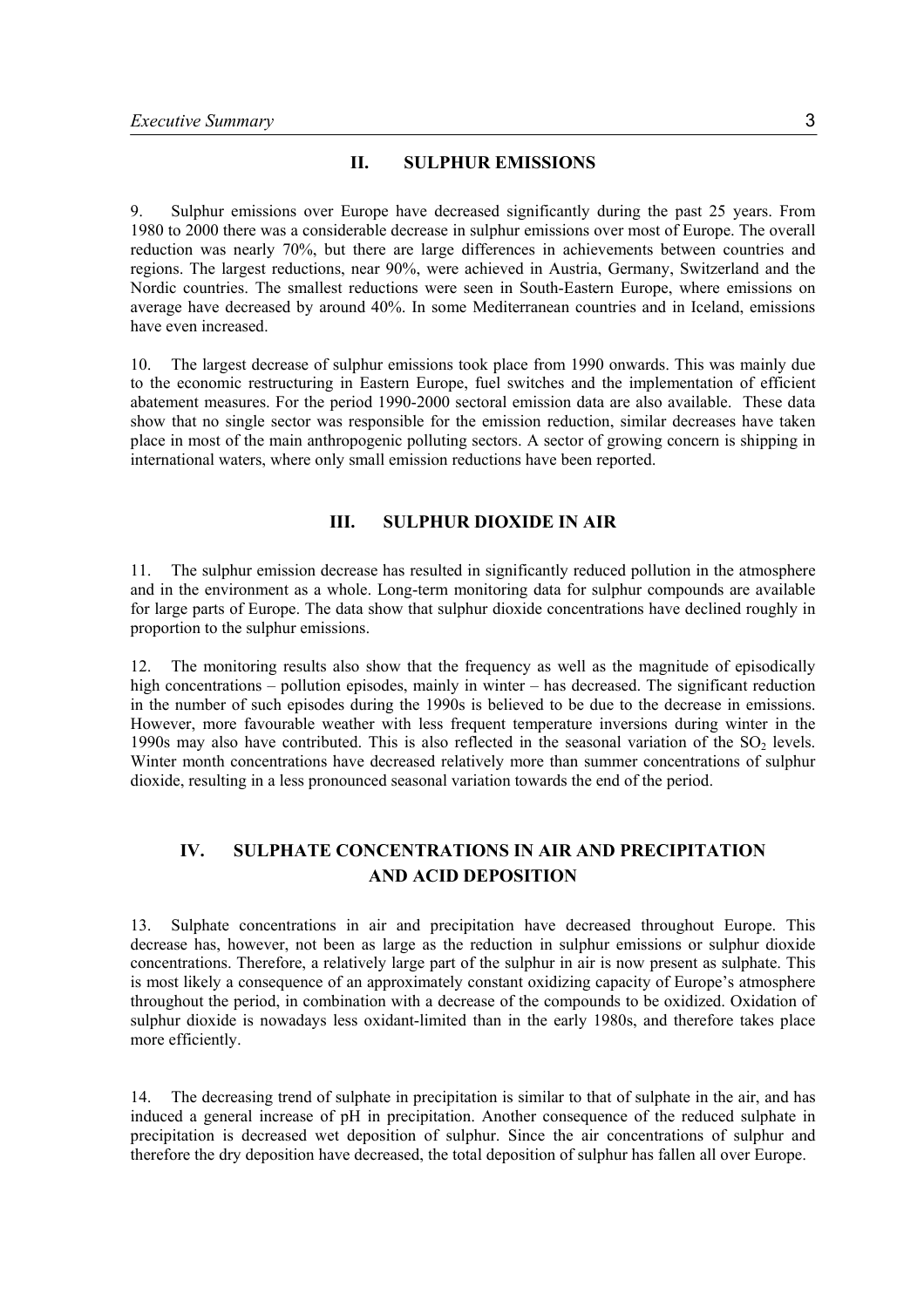## II. SULPHUR EMISSIONS

9. Sulphur emissions over Europe have decreased significantly during the past 25 years. From 1980 to 2000 there was a considerable decrease in sulphur emissions over most of Europe. The overall reduction was nearly 70%, but there are large differences in achievements between countries and regions. The largest reductions, near 90%, were achieved in Austria, Germany, Switzerland and the Nordic countries. The smallest reductions were seen in South-Eastern Europe, where emissions on average have decreased by around 40%. In some Mediterranean countries and in Iceland, emissions have even increased.

10. The largest decrease of sulphur emissions took place from 1990 onwards. This was mainly due to the economic restructuring in Eastern Europe, fuel switches and the implementation of efficient abatement measures. For the period 1990-2000 sectoral emission data are also available. These data show that no single sector was responsible for the emission reduction, similar decreases have taken place in most of the main anthropogenic polluting sectors. A sector of growing concern is shipping in international waters, where only small emission reductions have been reported.

## III. SULPHUR DIOXIDE IN AIR

11. The sulphur emission decrease has resulted in significantly reduced pollution in the atmosphere and in the environment as a whole. Long-term monitoring data for sulphur compounds are available for large parts of Europe. The data show that sulphur dioxide concentrations have declined roughly in proportion to the sulphur emissions.

12. The monitoring results also show that the frequency as well as the magnitude of episodically high concentrations – pollution episodes, mainly in winter – has decreased. The significant reduction in the number of such episodes during the 1990s is believed to be due to the decrease in emissions. However, more favourable weather with less frequent temperature inversions during winter in the 1990s may also have contributed. This is also reflected in the seasonal variation of the $SO_2$ levels. Winter month concentrations have decreased relatively more than summer concentrations of sulphur dioxide, resulting in a less pronounced seasonal variation towards the end of the period.

## IV. SULPHATE CONCENTRATIONS IN AIR AND PRECIPITATION AND ACID DEPOSITION

13. Sulphate concentrations in air and precipitation have decreased throughout Europe. This decrease has, however, not been as large as the reduction in sulphur emissions or sulphur dioxide concentrations. Therefore, a relatively large part of the sulphur in air is now present as sulphate. This is most likely a consequence of an approximately constant oxidizing capacity of Europe's atmosphere throughout the period, in combination with a decrease of the compounds to be oxidized. Oxidation of sulphur dioxide is nowadays less oxidant-limited than in the early 1980s, and therefore takes place more efficiently.

14. The decreasing trend of sulphate in precipitation is similar to that of sulphate in the air, and has induced a general increase of pH in precipitation. Another consequence of the reduced sulphate in precipitation is decreased wet deposition of sulphur. Since the air concentrations of sulphur and therefore the dry deposition have decreased, the total deposition of sulphur has fallen all over Europe.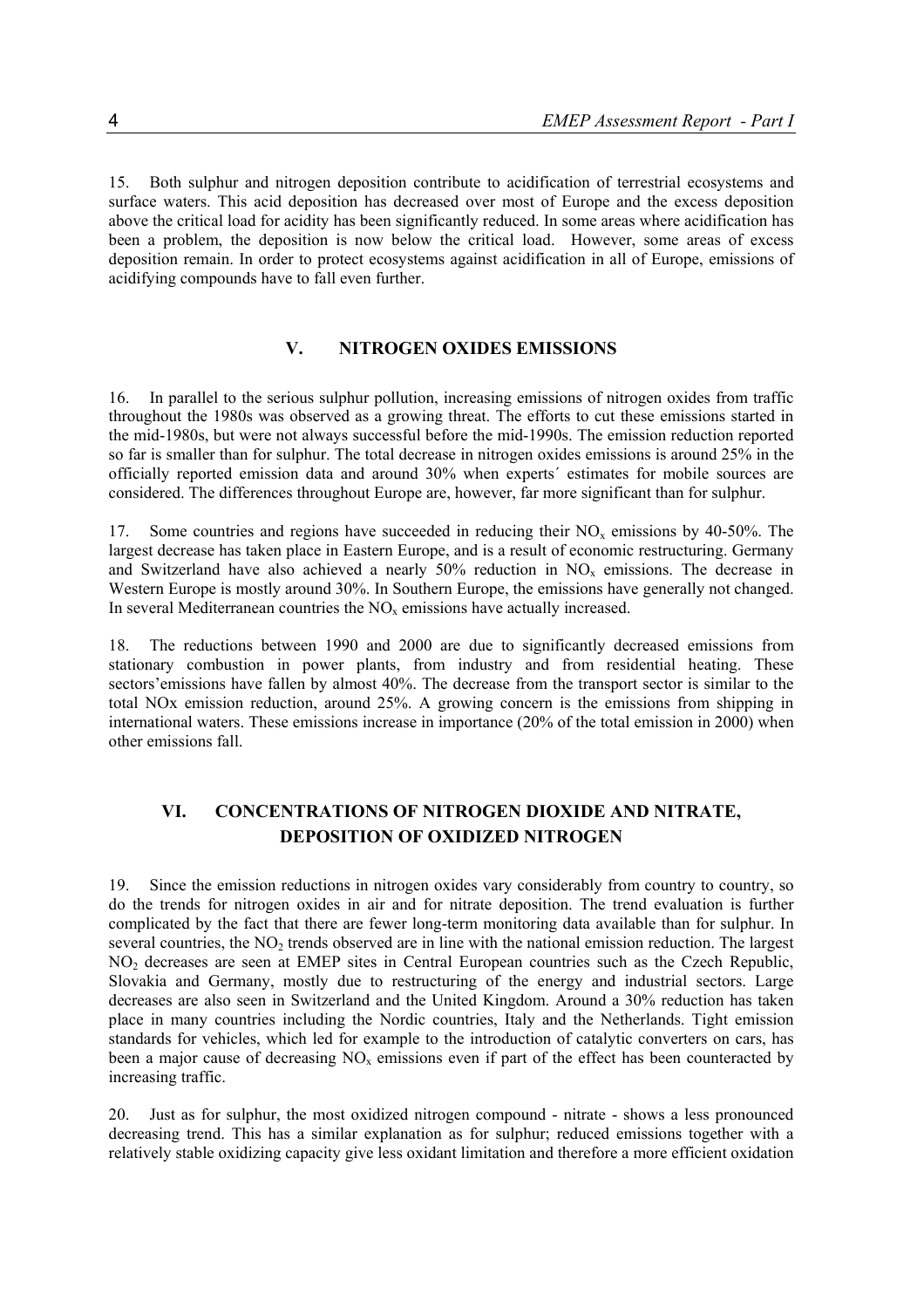15. Both sulphur and nitrogen deposition contribute to acidification of terrestrial ecosystems and surface waters. This acid deposition has decreased over most of Europe and the excess deposition above the critical load for acidity has been significantly reduced. In some areas where acidification has been a problem, the deposition is now below the critical load. However, some areas of excess deposition remain. In order to protect ecosystems against acidification in all of Europe, emissions of acidifying compounds have to fall even further.

## V. NITROGEN OXIDES EMISSIONS

16. In parallel to the serious sulphur pollution, increasing emissions of nitrogen oxides from traffic throughout the 1980s was observed as a growing threat. The efforts to cut these emissions started in the mid-1980s, but were not always successful before the mid-1990s. The emission reduction reported so far is smaller than for sulphur. The total decrease in nitrogen oxides emissions is around 25% in the officially reported emission data and around 30% when experts´ estimates for mobile sources are considered. The differences throughout Europe are, however, far more significant than for sulphur.

17. Some countries and regions have succeeded in reducing their $NO_x$ emissions by 40-50%. The largest decrease has taken place in Eastern Europe, and is a result of economic restructuring. Germany and Switzerland have also achieved a nearly 50% reduction in $NO_x$ emissions. The decrease in Western Europe is mostly around 30%. In Southern Europe, the emissions have generally not changed. In several Mediterranean countries the $NO_x$ emissions have actually increased.

18. The reductions between 1990 and 2000 are due to significantly decreased emissions from stationary combustion in power plants, from industry and from residential heating. These sectors'emissions have fallen by almost 40%. The decrease from the transport sector is similar to the total NOx emission reduction, around 25%. A growing concern is the emissions from shipping in international waters. These emissions increase in importance (20% of the total emission in 2000) when other emissions fall.

## VI. CONCENTRATIONS OF NITROGEN DIOXIDE AND NITRATE, DEPOSITION OF OXIDIZED NITROGEN

19. Since the emission reductions in nitrogen oxides vary considerably from country to country, so do the trends for nitrogen oxides in air and for nitrate deposition. The trend evaluation is further complicated by the fact that there are fewer long-term monitoring data available than for sulphur. In several countries, the $NO_2$ trends observed are in line with the national emission reduction. The largest $NO_2$ decreases are seen at EMEP sites in Central European countries such as the Czech Republic, Slovakia and Germany, mostly due to restructuring of the energy and industrial sectors. Large decreases are also seen in Switzerland and the United Kingdom. Around a 30% reduction has taken place in many countries including the Nordic countries, Italy and the Netherlands. Tight emission standards for vehicles, which led for example to the introduction of catalytic converters on cars, has been a major cause of decreasing $NO_x$ emissions even if part of the effect has been counteracted by increasing traffic.

20. Just as for sulphur, the most oxidized nitrogen compound - nitrate - shows a less pronounced decreasing trend. This has a similar explanation as for sulphur; reduced emissions together with a relatively stable oxidizing capacity give less oxidant limitation and therefore a more efficient oxidation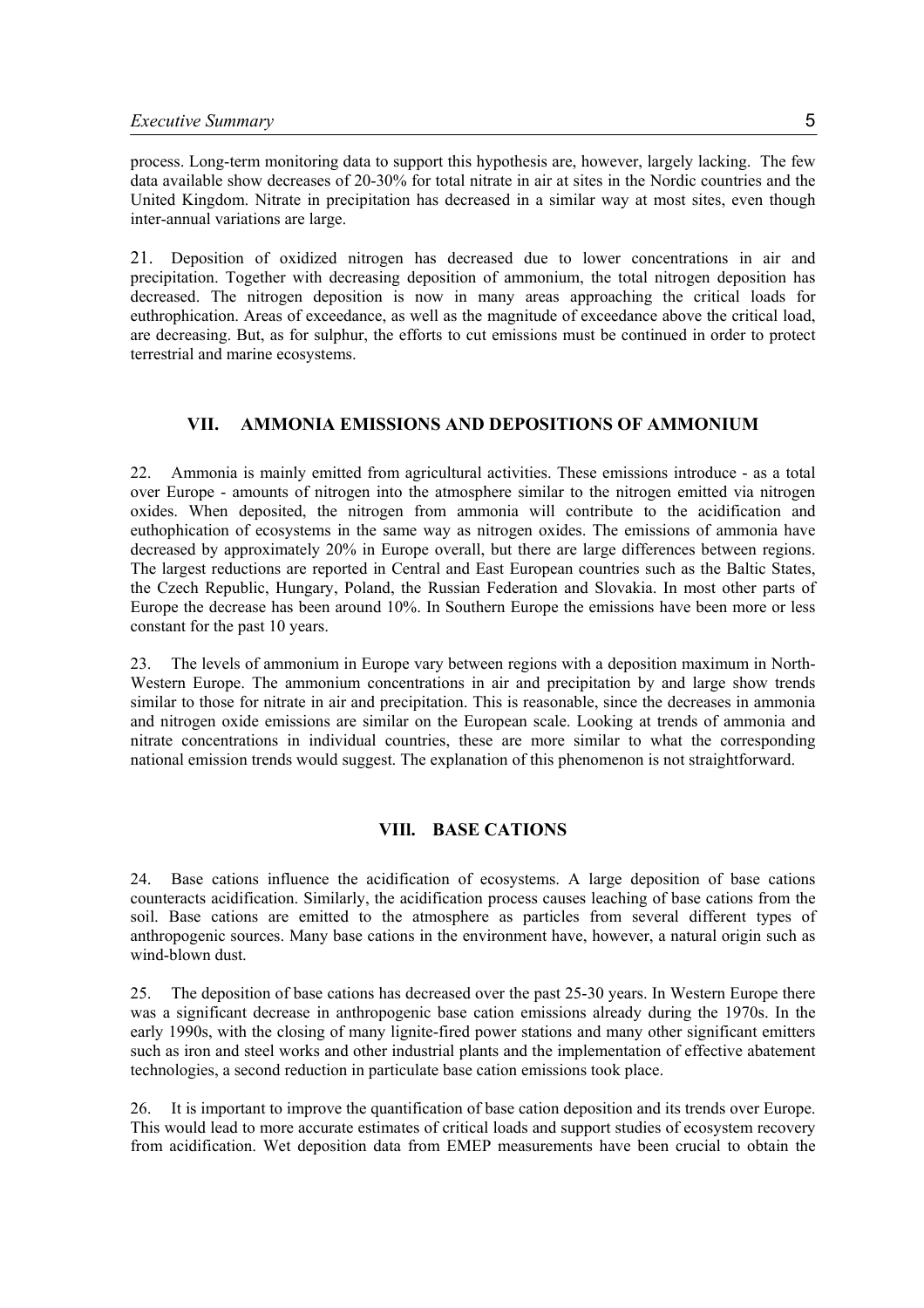process. Long-term monitoring data to support this hypothesis are, however, largely lacking. The few data available show decreases of 20-30% for total nitrate in air at sites in the Nordic countries and the United Kingdom. Nitrate in precipitation has decreased in a similar way at most sites, even though inter-annual variations are large.

21. Deposition of oxidized nitrogen has decreased due to lower concentrations in air and precipitation. Together with decreasing deposition of ammonium, the total nitrogen deposition has decreased. The nitrogen deposition is now in many areas approaching the critical loads for euthrophication. Areas of exceedance, as well as the magnitude of exceedance above the critical load, are decreasing. But, as for sulphur, the efforts to cut emissions must be continued in order to protect terrestrial and marine ecosystems.

## VII. AMMONIA EMISSIONS AND DEPOSITIONS OF AMMONIUM

22. Ammonia is mainly emitted from agricultural activities. These emissions introduce - as a total over Europe - amounts of nitrogen into the atmosphere similar to the nitrogen emitted via nitrogen oxides. When deposited, the nitrogen from ammonia will contribute to the acidification and euthophication of ecosystems in the same way as nitrogen oxides. The emissions of ammonia have decreased by approximately 20% in Europe overall, but there are large differences between regions. The largest reductions are reported in Central and East European countries such as the Baltic States, the Czech Republic, Hungary, Poland, the Russian Federation and Slovakia. In most other parts of Europe the decrease has been around 10%. In Southern Europe the emissions have been more or less constant for the past 10 years.

23. The levels of ammonium in Europe vary between regions with a deposition maximum in North-Western Europe. The ammonium concentrations in air and precipitation by and large show trends similar to those for nitrate in air and precipitation. This is reasonable, since the decreases in ammonia and nitrogen oxide emissions are similar on the European scale. Looking at trends of ammonia and nitrate concentrations in individual countries, these are more similar to what the corresponding national emission trends would suggest. The explanation of this phenomenon is not straightforward.

## VIIl. BASE CATIONS

24. Base cations influence the acidification of ecosystems. A large deposition of base cations counteracts acidification. Similarly, the acidification process causes leaching of base cations from the soil. Base cations are emitted to the atmosphere as particles from several different types of anthropogenic sources. Many base cations in the environment have, however, a natural origin such as wind-blown dust.

25. The deposition of base cations has decreased over the past 25-30 years. In Western Europe there was a significant decrease in anthropogenic base cation emissions already during the 1970s. In the early 1990s, with the closing of many lignite-fired power stations and many other significant emitters such as iron and steel works and other industrial plants and the implementation of effective abatement technologies, a second reduction in particulate base cation emissions took place.

26. It is important to improve the quantification of base cation deposition and its trends over Europe. This would lead to more accurate estimates of critical loads and support studies of ecosystem recovery from acidification. Wet deposition data from EMEP measurements have been crucial to obtain the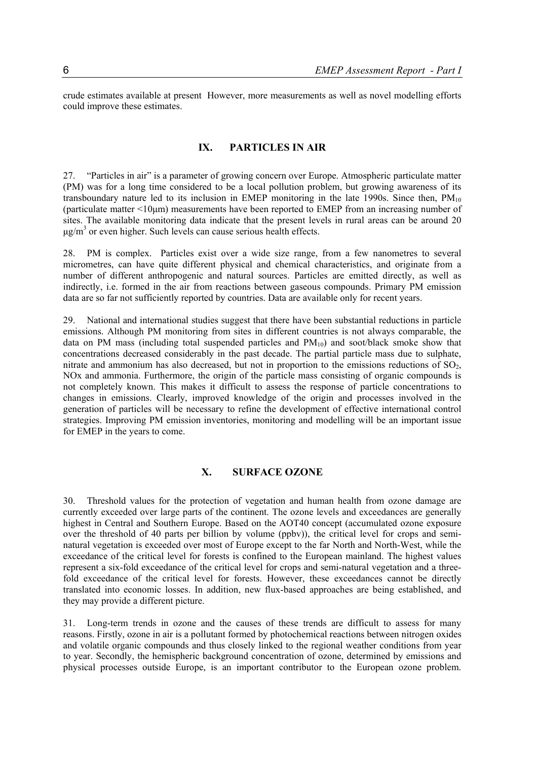crude estimates available at present However, more measurements as well as novel modelling efforts could improve these estimates.

## IX. PARTICLES IN AIR

27. "Particles in air" is a parameter of growing concern over Europe. Atmospheric particulate matter (PM) was for a long time considered to be a local pollution problem, but growing awareness of its transboundary nature led to its inclusion in EMEP monitoring in the late 1990s. Since then, $PM_{10}$ (particulate matter <10μm) measurements have been reported to EMEP from an increasing number of sites. The available monitoring data indicate that the present levels in rural areas can be around 20 $\mu g/m^3$ or even higher. Such levels can cause serious health effects.

28. PM is complex. Particles exist over a wide size range, from a few nanometres to several micrometres, can have quite different physical and chemical characteristics, and originate from a number of different anthropogenic and natural sources. Particles are emitted directly, as well as indirectly, i.e. formed in the air from reactions between gaseous compounds. Primary PM emission data are so far not sufficiently reported by countries. Data are available only for recent years.

29. National and international studies suggest that there have been substantial reductions in particle emissions. Although PM monitoring from sites in different countries is not always comparable, the data on PM mass (including total suspended particles and $PM_{10}$) and soot/black smoke show that concentrations decreased considerably in the past decade. The partial particle mass due to sulphate, nitrate and ammonium has also decreased, but not in proportion to the emissions reductions of $SO_2$, NOx and ammonia. Furthermore, the origin of the particle mass consisting of organic compounds is not completely known. This makes it difficult to assess the response of particle concentrations to changes in emissions. Clearly, improved knowledge of the origin and processes involved in the generation of particles will be necessary to refine the development of effective international control strategies. Improving PM emission inventories, monitoring and modelling will be an important issue for EMEP in the years to come.

## X. SURFACE OZONE

30. Threshold values for the protection of vegetation and human health from ozone damage are currently exceeded over large parts of the continent. The ozone levels and exceedances are generally highest in Central and Southern Europe. Based on the AOT40 concept (accumulated ozone exposure over the threshold of 40 parts per billion by volume (ppbv)), the critical level for crops and semi-natural vegetation is exceeded over most of Europe except to the far North and North-West, while the exceedance of the critical level for forests is confined to the European mainland. The highest values represent a six-fold exceedance of the critical level for crops and semi-natural vegetation and a three-fold exceedance of the critical level for forests. However, these exceedances cannot be directly translated into economic losses. In addition, new flux-based approaches are being established, and they may provide a different picture.

31. Long-term trends in ozone and the causes of these trends are difficult to assess for many reasons. Firstly, ozone in air is a pollutant formed by photochemical reactions between nitrogen oxides and volatile organic compounds and thus closely linked to the regional weather conditions from year to year. Secondly, the hemispheric background concentration of ozone, determined by emissions and physical processes outside Europe, is an important contributor to the European ozone problem.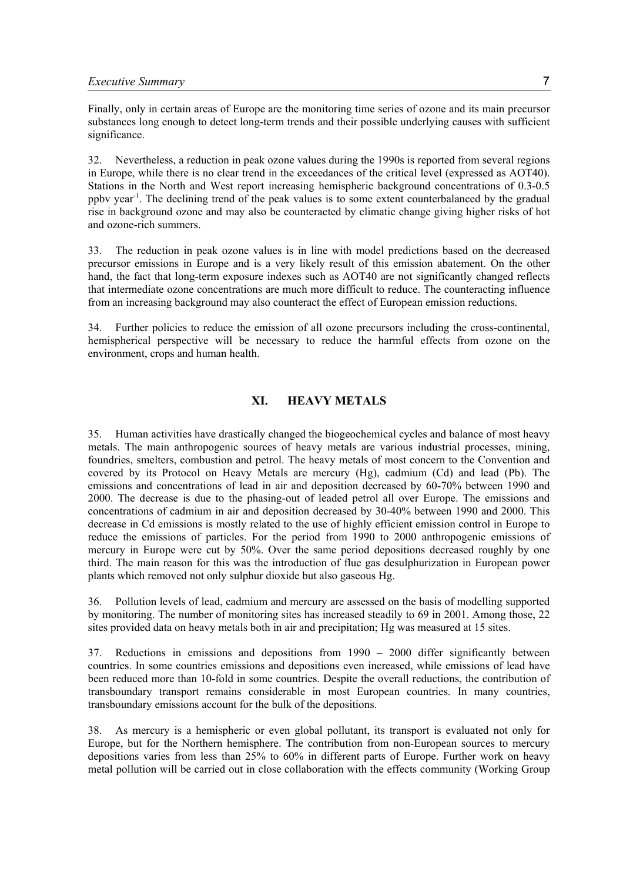Finally, only in certain areas of Europe are the monitoring time series of ozone and its main precursor substances long enough to detect long-term trends and their possible underlying causes with sufficient significance.

32. Nevertheless, a reduction in peak ozone values during the 1990s is reported from several regions in Europe, while there is no clear trend in the exceedances of the critical level (expressed as AOT40). Stations in the North and West report increasing hemispheric background concentrations of 0.3-0.5 ppbv $year^{-1}$. The declining trend of the peak values is to some extent counterbalanced by the gradual rise in background ozone and may also be counteracted by climatic change giving higher risks of hot and ozone-rich summers.

33. The reduction in peak ozone values is in line with model predictions based on the decreased precursor emissions in Europe and is a very likely result of this emission abatement. On the other hand, the fact that long-term exposure indexes such as AOT40 are not significantly changed reflects that intermediate ozone concentrations are much more difficult to reduce. The counteracting influence from an increasing background may also counteract the effect of European emission reductions.

34. Further policies to reduce the emission of all ozone precursors including the cross-continental, hemispherical perspective will be necessary to reduce the harmful effects from ozone on the environment, crops and human health.

## XI. HEAVY METALS

35. Human activities have drastically changed the biogeochemical cycles and balance of most heavy metals. The main anthropogenic sources of heavy metals are various industrial processes, mining, foundries, smelters, combustion and petrol. The heavy metals of most concern to the Convention and covered by its Protocol on Heavy Metals are mercury (Hg), cadmium (Cd) and lead (Pb). The emissions and concentrations of lead in air and deposition decreased by 60-70% between 1990 and 2000. The decrease is due to the phasing-out of leaded petrol all over Europe. The emissions and concentrations of cadmium in air and deposition decreased by 30-40% between 1990 and 2000. This decrease in Cd emissions is mostly related to the use of highly efficient emission control in Europe to reduce the emissions of particles. For the period from 1990 to 2000 anthropogenic emissions of mercury in Europe were cut by 50%. Over the same period depositions decreased roughly by one third. The main reason for this was the introduction of flue gas desulphurization in European power plants which removed not only sulphur dioxide but also gaseous Hg.

36. Pollution levels of lead, cadmium and mercury are assessed on the basis of modelling supported by monitoring. The number of monitoring sites has increased steadily to 69 in 2001. Among those, 22 sites provided data on heavy metals both in air and precipitation; Hg was measured at 15 sites.

37. Reductions in emissions and depositions from 1990 – 2000 differ significantly between countries. In some countries emissions and depositions even increased, while emissions of lead have been reduced more than 10-fold in some countries. Despite the overall reductions, the contribution of transboundary transport remains considerable in most European countries. In many countries, transboundary emissions account for the bulk of the depositions.

38. As mercury is a hemispheric or even global pollutant, its transport is evaluated not only for Europe, but for the Northern hemisphere. The contribution from non-European sources to mercury depositions varies from less than 25% to 60% in different parts of Europe. Further work on heavy metal pollution will be carried out in close collaboration with the effects community (Working Group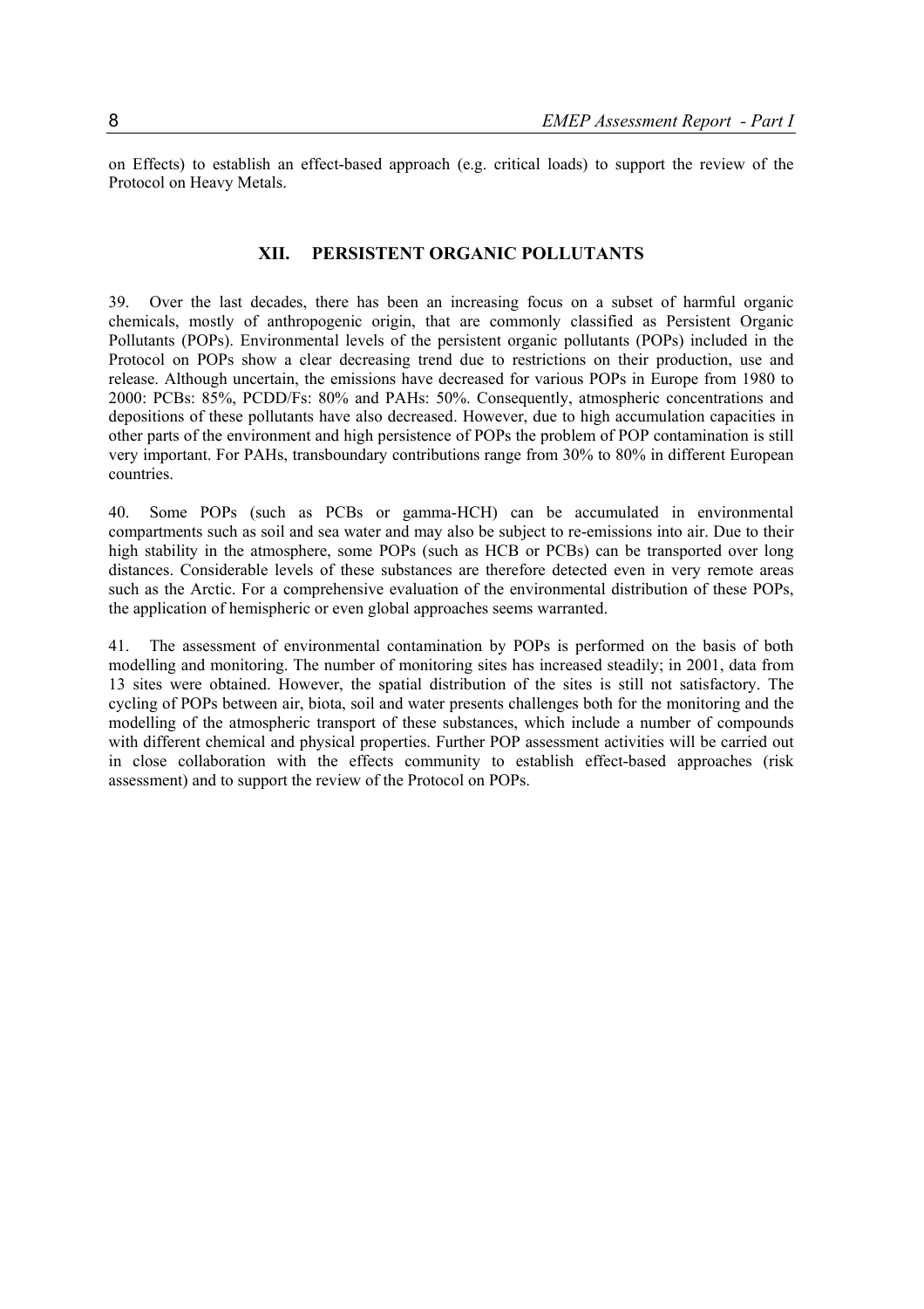on Effects) to establish an effect-based approach (e.g. critical loads) to support the review of the Protocol on Heavy Metals.

## XII. PERSISTENT ORGANIC POLLUTANTS

39. Over the last decades, there has been an increasing focus on a subset of harmful organic chemicals, mostly of anthropogenic origin, that are commonly classified as Persistent Organic Pollutants (POPs). Environmental levels of the persistent organic pollutants (POPs) included in the Protocol on POPs show a clear decreasing trend due to restrictions on their production, use and release. Although uncertain, the emissions have decreased for various POPs in Europe from 1980 to 2000: PCBs: 85%, PCDD/Fs: 80% and PAHs: 50%. Consequently, atmospheric concentrations and depositions of these pollutants have also decreased. However, due to high accumulation capacities in other parts of the environment and high persistence of POPs the problem of POP contamination is still very important. For PAHs, transboundary contributions range from 30% to 80% in different European countries.

40. Some POPs (such as PCBs or gamma-HCH) can be accumulated in environmental compartments such as soil and sea water and may also be subject to re-emissions into air. Due to their high stability in the atmosphere, some POPs (such as HCB or PCBs) can be transported over long distances. Considerable levels of these substances are therefore detected even in very remote areas such as the Arctic. For a comprehensive evaluation of the environmental distribution of these POPs, the application of hemispheric or even global approaches seems warranted.

41. The assessment of environmental contamination by POPs is performed on the basis of both modelling and monitoring. The number of monitoring sites has increased steadily; in 2001, data from 13 sites were obtained. However, the spatial distribution of the sites is still not satisfactory. The cycling of POPs between air, biota, soil and water presents challenges both for the monitoring and the modelling of the atmospheric transport of these substances, which include a number of compounds with different chemical and physical properties. Further POP assessment activities will be carried out in close collaboration with the effects community to establish effect-based approaches (risk assessment) and to support the review of the Protocol on POPs.